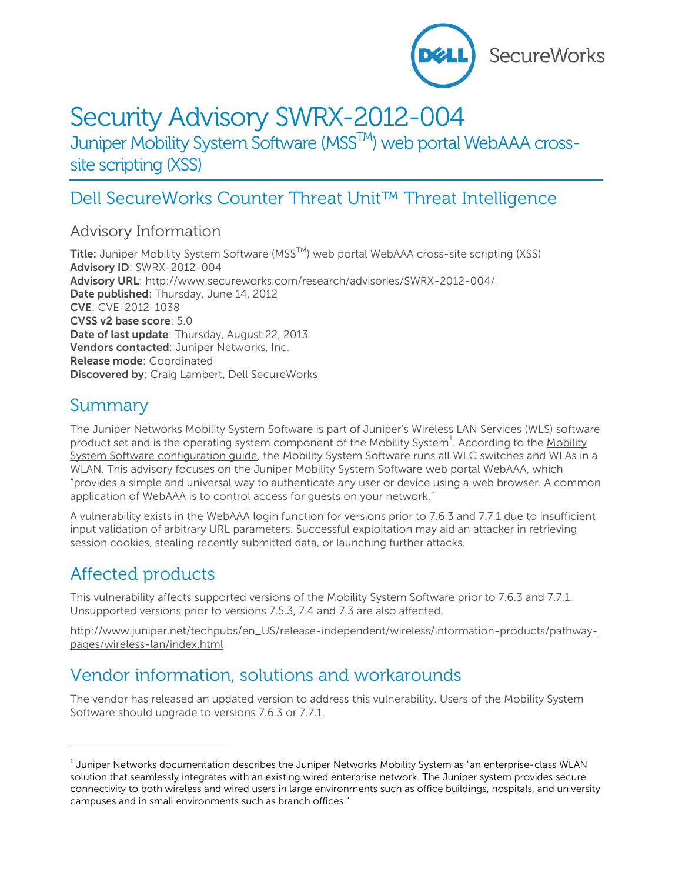# Security Advisory SWRX-2012-004

Juniper Mobility System Software (MSS™) web portal WebAAA cross-site scripting (XSS)

## Dell SecureWorks Counter Threat Unit™ Threat Intelligence

### Advisory Information

**Title:** Juniper Mobility System Software (MSS™) web portal WebAAA cross-site scripting (XSS)
**Advisory ID**: SWRX-2012-004
**Advisory URL**: http://www.secureworks.com/research/advisories/SWRX-2012-004/
**Date published**: Thursday, June 14, 2012
**CVE**: CVE-2012-1038
**CVSS v2 base score**: 5.0
**Date of last update**: Thursday, August 22, 2013
**Vendors contacted**: Juniper Networks, Inc.
**Release mode**: Coordinated
**Discovered by**: Craig Lambert, Dell SecureWorks

## Summary

The Juniper Networks Mobility System Software is part of Juniper's Wireless LAN Services (WLS) software product set and is the operating system component of the Mobility System[1]. According to the Mobility System Software configuration guide, the Mobility System Software runs all WLC switches and WLAs in a WLAN. This advisory focuses on the Juniper Mobility System Software web portal WebAAA, which "provides a simple and universal way to authenticate any user or device using a web browser. A common application of WebAAA is to control access for guests on your network."

A vulnerability exists in the WebAAA login function for versions prior to 7.6.3 and 7.7.1 due to insufficient input validation of arbitrary URL parameters. Successful exploitation may aid an attacker in retrieving session cookies, stealing recently submitted data, or launching further attacks.

## Affected products

This vulnerability affects supported versions of the Mobility System Software prior to 7.6.3 and 7.7.1. Unsupported versions prior to versions 7.5.3, 7.4 and 7.3 are also affected.

http://www.juniper.net/techpubs/en_US/release-independent/wireless/information-products/pathway-pages/wireless-lan/index.html

## Vendor information, solutions and workarounds

The vendor has released an updated version to address this vulnerability. Users of the Mobility System Software should upgrade to versions 7.6.3 or 7.7.1.

---

[1] Juniper Networks documentation describes the Juniper Networks Mobility System as "an enterprise-class WLAN solution that seamlessly integrates with an existing wired enterprise network. The Juniper system provides secure connectivity to both wireless and wired users in large environments such as office buildings, hospitals, and university campuses and in small environments such as branch offices."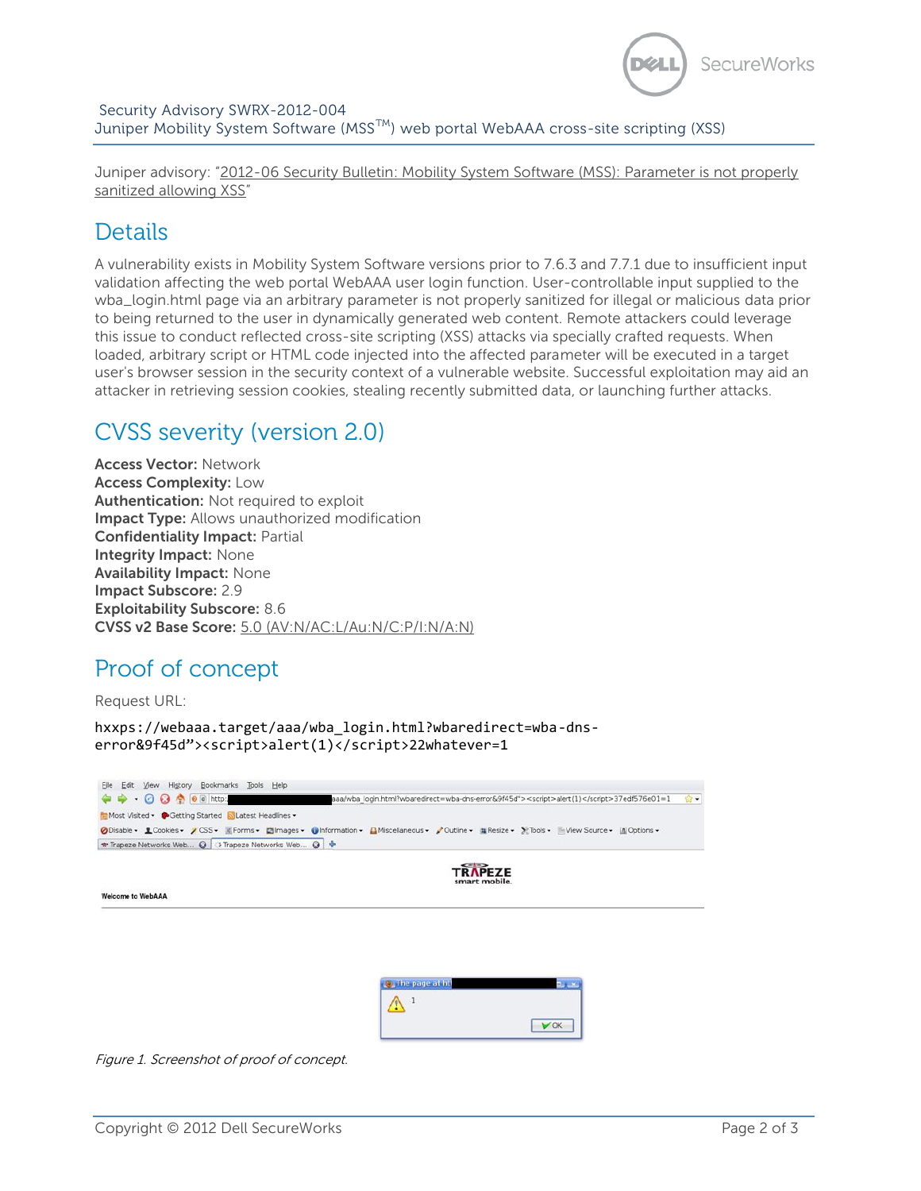Juniper advisory: "2012-06 Security Bulletin: Mobility System Software (MSS): Parameter is not properly sanitized allowing XSS"

## Details

A vulnerability exists in Mobility System Software versions prior to 7.6.3 and 7.7.1 due to insufficient input validation affecting the web portal WebAAA user login function. User-controllable input supplied to the wba_login.html page via an arbitrary parameter is not properly sanitized for illegal or malicious data prior to being returned to the user in dynamically generated web content. Remote attackers could leverage this issue to conduct reflected cross-site scripting (XSS) attacks via specially crafted requests. When loaded, arbitrary script or HTML code injected into the affected parameter will be executed in a target user's browser session in the security context of a vulnerable website. Successful exploitation may aid an attacker in retrieving session cookies, stealing recently submitted data, or launching further attacks.

## CVSS severity (version 2.0)

**Access Vector:** Network
**Access Complexity:** Low
**Authentication:** Not required to exploit
**Impact Type:** Allows unauthorized modification
**Confidentiality Impact:** Partial
**Integrity Impact:** None
**Availability Impact:** None
**Impact Subscore:** 2.9
**Exploitability Subscore:** 8.6
**CVSS v2 Base Score:** 5.0 (AV:N/AC:L/Au:N/C:P/I:N/A:N)

## Proof of concept

Request URL:

```
hxxps://webaaa.target/aaa/wba_login.html?wbaredirect=wba-dns-error&9f45d"><script>alert(1)</script>22whatever=1
```

*Figure 1. Screenshot of proof of concept.*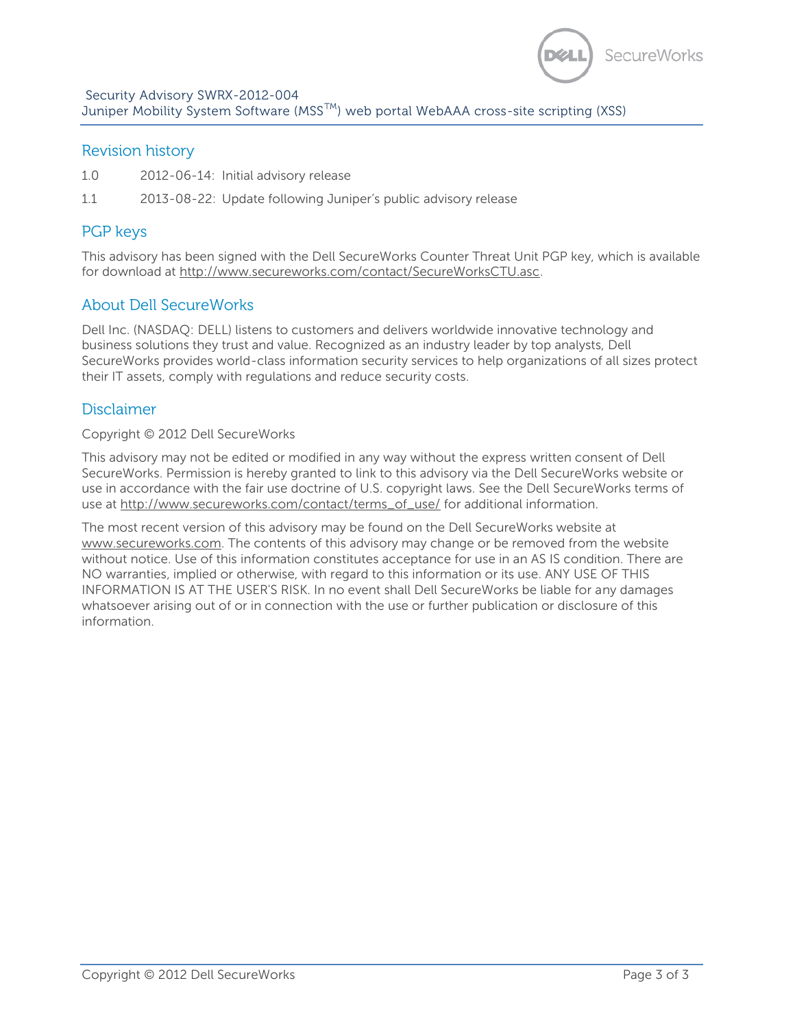## Revision history

1.0 2012-06-14: Initial advisory release

1.1 2013-08-22: Update following Juniper's public advisory release

## PGP keys

This advisory has been signed with the Dell SecureWorks Counter Threat Unit PGP key, which is available for download at http://www.secureworks.com/contact/SecureWorksCTU.asc.

## About Dell SecureWorks

Dell Inc. (NASDAQ: DELL) listens to customers and delivers worldwide innovative technology and business solutions they trust and value. Recognized as an industry leader by top analysts, Dell SecureWorks provides world-class information security services to help organizations of all sizes protect their IT assets, comply with regulations and reduce security costs.

## Disclaimer

Copyright © 2012 Dell SecureWorks

This advisory may not be edited or modified in any way without the express written consent of Dell SecureWorks. Permission is hereby granted to link to this advisory via the Dell SecureWorks website or use in accordance with the fair use doctrine of U.S. copyright laws. See the Dell SecureWorks terms of use at http://www.secureworks.com/contact/terms_of_use/ for additional information.

The most recent version of this advisory may be found on the Dell SecureWorks website at www.secureworks.com. The contents of this advisory may change or be removed from the website without notice. Use of this information constitutes acceptance for use in an AS IS condition. There are NO warranties, implied or otherwise, with regard to this information or its use. ANY USE OF THIS INFORMATION IS AT THE USER'S RISK. In no event shall Dell SecureWorks be liable for any damages whatsoever arising out of or in connection with the use or further publication or disclosure of this information.